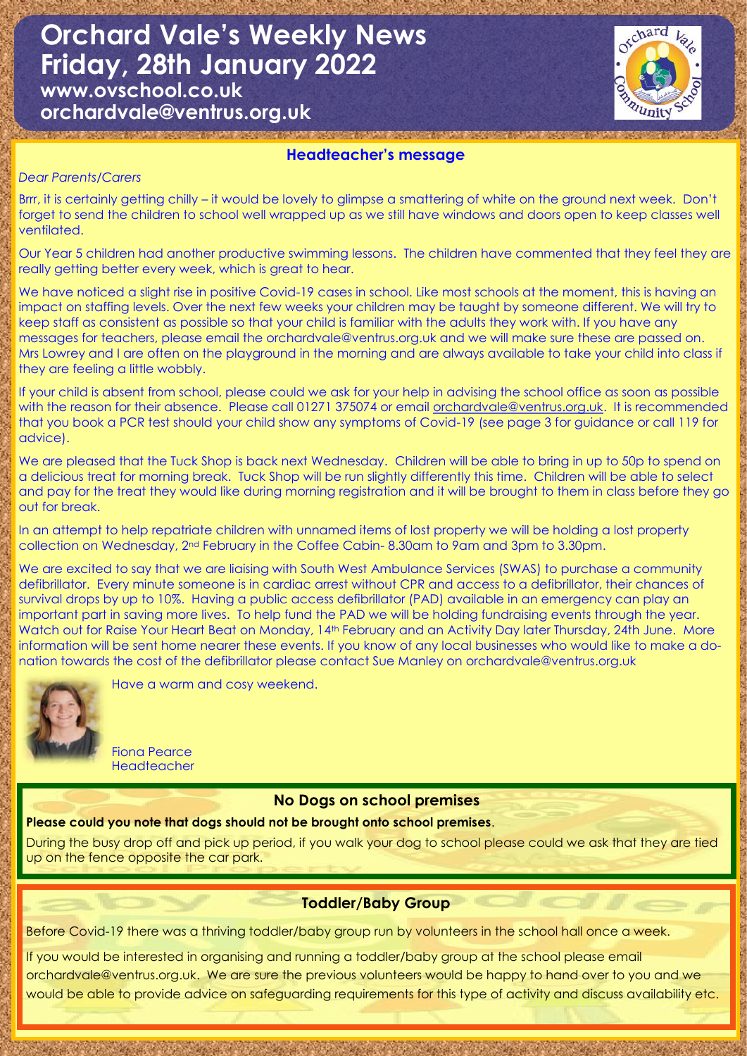# Orchard Vale's Weekly News
# Friday, 28th January 2022

**www.ovschool.co.uk**
**orchardvale@ventrus.org.uk**

## Headteacher's message

*Dear Parents/Carers*

Brrr, it is certainly getting chilly – it would be lovely to glimpse a smattering of white on the ground next week. Don't forget to send the children to school well wrapped up as we still have windows and doors open to keep classes well ventilated.

Our Year 5 children had another productive swimming lessons. The children have commented that they feel they are really getting better every week, which is great to hear.

We have noticed a slight rise in positive Covid-19 cases in school. Like most schools at the moment, this is having an impact on staffing levels. Over the next few weeks your children may be taught by someone different. We will try to keep staff as consistent as possible so that your child is familiar with the adults they work with. If you have any messages for teachers, please email the orchardvale@ventrus.org.uk and we will make sure these are passed on. Mrs Lowrey and I are often on the playground in the morning and are always available to take your child into class if they are feeling a little wobbly.

If your child is absent from school, please could we ask for your help in advising the school office as soon as possible with the reason for their absence. Please call 01271 375074 or email orchardvale@ventrus.org.uk. It is recommended that you book a PCR test should your child show any symptoms of Covid-19 (see page 3 for guidance or call 119 for advice).

We are pleased that the Tuck Shop is back next Wednesday. Children will be able to bring in up to 50p to spend on a delicious treat for morning break. Tuck Shop will be run slightly differently this time. Children will be able to select and pay for the treat they would like during morning registration and it will be brought to them in class before they go out for break.

In an attempt to help repatriate children with unnamed items of lost property we will be holding a lost property collection on Wednesday, 2nd February in the Coffee Cabin- 8.30am to 9am and 3pm to 3.30pm.

We are excited to say that we are liaising with South West Ambulance Services (SWAS) to purchase a community defibrillator. Every minute someone is in cardiac arrest without CPR and access to a defibrillator, their chances of survival drops by up to 10%. Having a public access defibrillator (PAD) available in an emergency can play an important part in saving more lives. To help fund the PAD we will be holding fundraising events through the year. Watch out for Raise Your Heart Beat on Monday, 14th February and an Activity Day later Thursday, 24th June. More information will be sent home nearer these events. If you know of any local businesses who would like to make a donation towards the cost of the defibrillator please contact Sue Manley on orchardvale@ventrus.org.uk

Have a warm and cosy weekend.

Fiona Pearce
Headteacher

## No Dogs on school premises

**Please could you note that dogs should not be brought onto school premises**.

During the busy drop off and pick up period, if you walk your dog to school please could we ask that they are tied up on the fence opposite the car park.

## Toddler/Baby Group

Before Covid-19 there was a thriving toddler/baby group run by volunteers in the school hall once a week.

If you would be interested in organising and running a toddler/baby group at the school please email orchardvale@ventrus.org.uk. We are sure the previous volunteers would be happy to hand over to you and we would be able to provide advice on safeguarding requirements for this type of activity and discuss availability etc.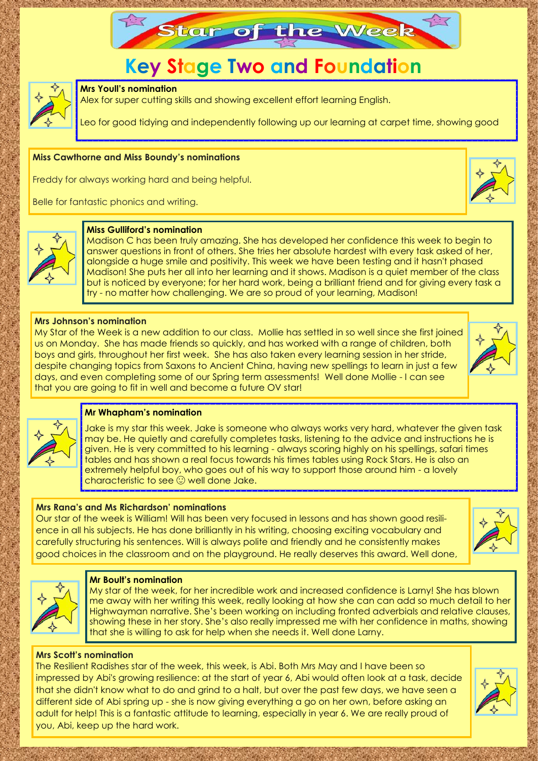# Star of the Week

## Key Stage Two and Foundation

**Mrs Youll's nomination**

Alex for super cutting skills and showing excellent effort learning English.

Leo for good tidying and independently following up our learning at carpet time, showing good

**Miss Cawthorne and Miss Boundy's nominations**

Freddy for always working hard and being helpful.

Belle for fantastic phonics and writing.

**Miss Gulliford's nomination**

Madison C has been truly amazing. She has developed her confidence this week to begin to answer questions in front of others. She tries her absolute hardest with every task asked of her, alongside a huge smile and positivity. This week we have been testing and it hasn't phased Madison! She puts her all into her learning and it shows. Madison is a quiet member of the class but is noticed by everyone; for her hard work, being a brilliant friend and for giving every task a try - no matter how challenging. We are so proud of your learning, Madison!

**Mrs Johnson's nomination**

My Star of the Week is a new addition to our class. Mollie has settled in so well since she first joined us on Monday. She has made friends so quickly, and has worked with a range of children, both boys and girls, throughout her first week. She has also taken every learning session in her stride, despite changing topics from Saxons to Ancient China, having new spellings to learn in just a few days, and even completing some of our Spring term assessments! Well done Mollie - I can see that you are going to fit in well and become a future OV star!

**Mr Whapham's nomination**

Jake is my star this week. Jake is someone who always works very hard, whatever the given task may be. He quietly and carefully completes tasks, listening to the advice and instructions he is given. He is very committed to his learning - always scoring highly on his spellings, safari times tables and has shown a real focus towards his times tables using Rock Stars. He is also an extremely helpful boy, who goes out of his way to support those around him - a lovely characteristic to see ☺ well done Jake.

**Mrs Rana's and Ms Richardson' nominations**

Our star of the week is William! Will has been very focused in lessons and has shown good resilience in all his subjects. He has done brilliantly in his writing, choosing exciting vocabulary and carefully structuring his sentences. Will is always polite and friendly and he consistently makes good choices in the classroom and on the playground. He really deserves this award. Well done,

**Mr Boult's nomination**

My star of the week, for her incredible work and increased confidence is Larny! She has blown me away with her writing this week, really looking at how she can can add so much detail to her Highwayman narrative. She's been working on including fronted adverbials and relative clauses, showing these in her story. She's also really impressed me with her confidence in maths, showing that she is willing to ask for help when she needs it. Well done Larny.

**Mrs Scott's nomination**

The Resilient Radishes star of the week, this week, is Abi. Both Mrs May and I have been so impressed by Abi's growing resilience: at the start of year 6, Abi would often look at a task, decide that she didn't know what to do and grind to a halt, but over the past few days, we have seen a different side of Abi spring up - she is now giving everything a go on her own, before asking an adult for help! This is a fantastic attitude to learning, especially in year 6. We are really proud of you, Abi, keep up the hard work.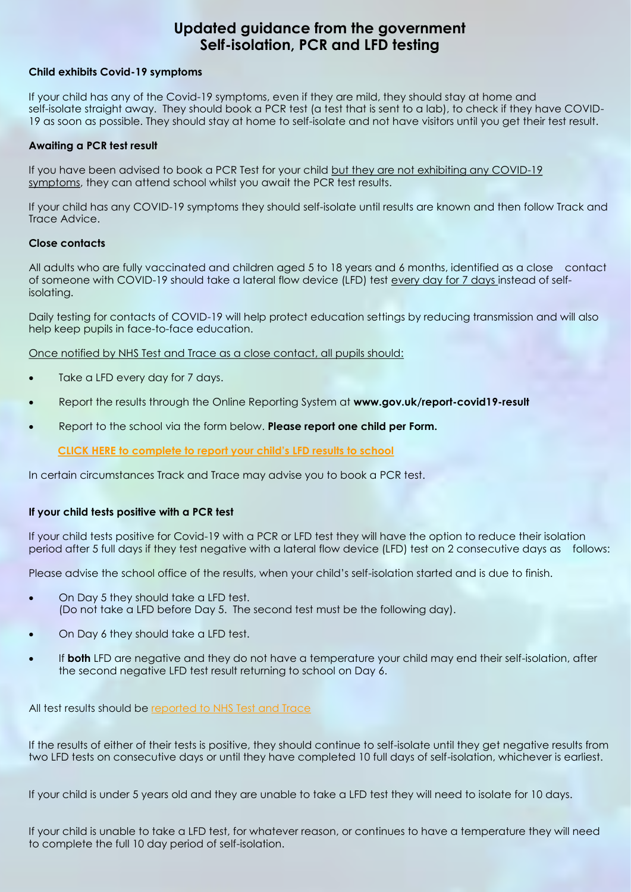# Updated guidance from the government
# Self-isolation, PCR and LFD testing

**Child exhibits Covid-19 symptoms**

If your child has any of the Covid-19 symptoms, even if they are mild, they should stay at home and self-isolate straight away. They should book a PCR test (a test that is sent to a lab), to check if they have COVID-19 as soon as possible. They should stay at home to self-isolate and not have visitors until you get their test result.

**Awaiting a PCR test result**

If you have been advised to book a PCR Test for your child but they are not exhibiting any COVID-19 symptoms, they can attend school whilst you await the PCR test results.

If your child has any COVID-19 symptoms they should self-isolate until results are known and then follow Track and Trace Advice.

**Close contacts**

All adults who are fully vaccinated and children aged 5 to 18 years and 6 months, identified as a close contact of someone with COVID-19 should take a lateral flow device (LFD) test every day for 7 days instead of self-isolating.

Daily testing for contacts of COVID-19 will help protect education settings by reducing transmission and will also help keep pupils in face-to-face education.

Once notified by NHS Test and Trace as a close contact, all pupils should:

- Take a LFD every day for 7 days.
- Report the results through the Online Reporting System at **www.gov.uk/report-covid19-result**
- Report to the school via the form below. **Please report one child per Form.**

**CLICK HERE to complete to report your child's LFD results to school**

In certain circumstances Track and Trace may advise you to book a PCR test.

**If your child tests positive with a PCR test**

If your child tests positive for Covid-19 with a PCR or LFD test they will have the option to reduce their isolation period after 5 full days if they test negative with a lateral flow device (LFD) test on 2 consecutive days as follows:

Please advise the school office of the results, when your child's self-isolation started and is due to finish.

- On Day 5 they should take a LFD test.
  (Do not take a LFD before Day 5. The second test must be the following day).
- On Day 6 they should take a LFD test.
- If **both** LFD are negative and they do not have a temperature your child may end their self-isolation, after the second negative LFD test result returning to school on Day 6.

All test results should be reported to NHS Test and Trace

If the results of either of their tests is positive, they should continue to self-isolate until they get negative results from two LFD tests on consecutive days or until they have completed 10 full days of self-isolation, whichever is earliest.

If your child is under 5 years old and they are unable to take a LFD test they will need to isolate for 10 days.

If your child is unable to take a LFD test, for whatever reason, or continues to have a temperature they will need to complete the full 10 day period of self-isolation.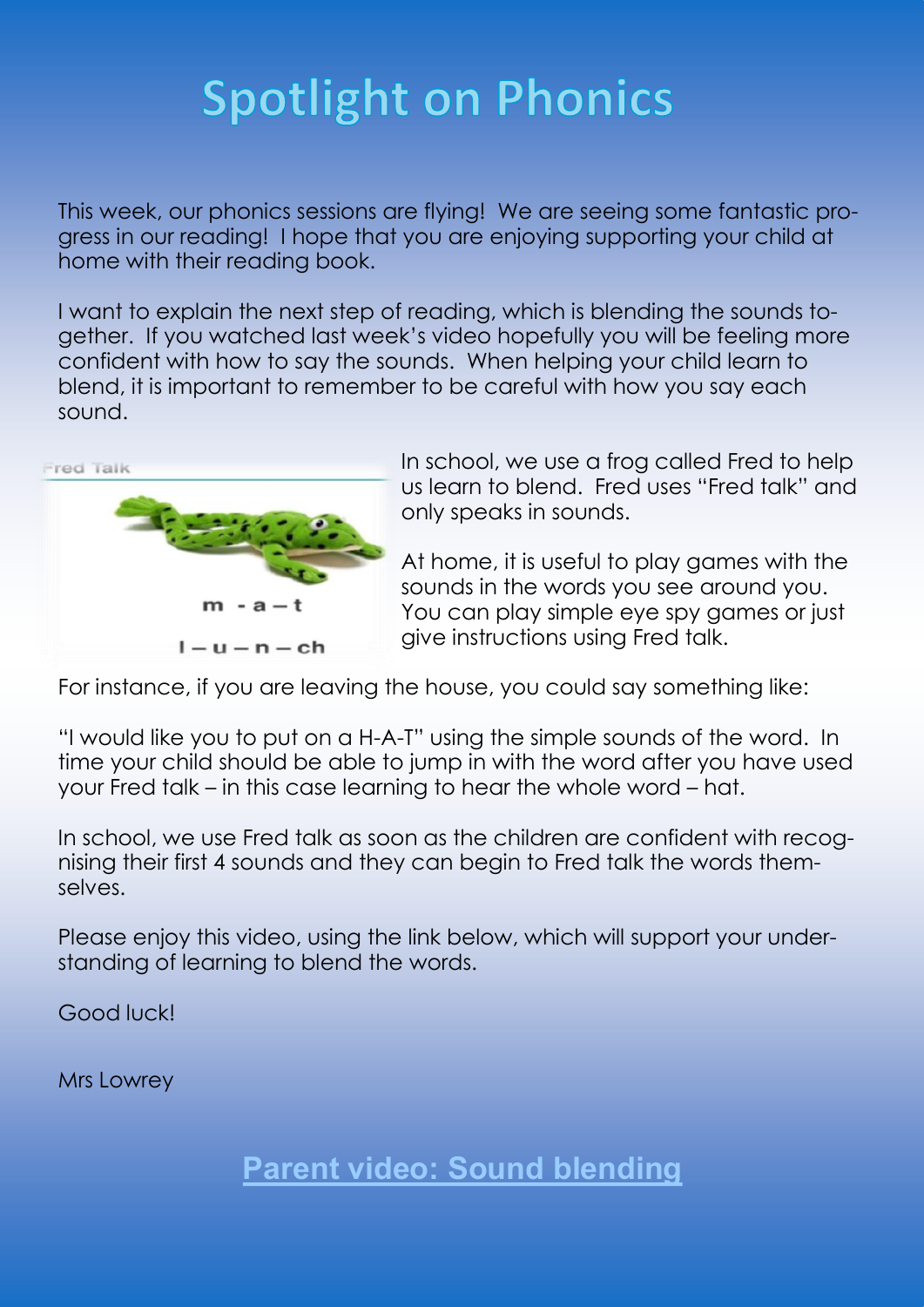# Spotlight on Phonics

This week, our phonics sessions are flying! We are seeing some fantastic progress in our reading! I hope that you are enjoying supporting your child at home with their reading book.

I want to explain the next step of reading, which is blending the sounds together. If you watched last week's video hopefully you will be feeling more confident with how to say the sounds. When helping your child learn to blend, it is important to remember to be careful with how you say each sound.

Fred Talk

m - a – t

l – u – n – ch

In school, we use a frog called Fred to help us learn to blend. Fred uses "Fred talk" and only speaks in sounds.

At home, it is useful to play games with the sounds in the words you see around you. You can play simple eye spy games or just give instructions using Fred talk.

For instance, if you are leaving the house, you could say something like:

"I would like you to put on a H-A-T" using the simple sounds of the word. In time your child should be able to jump in with the word after you have used your Fred talk – in this case learning to hear the whole word – hat.

In school, we use Fred talk as soon as the children are confident with recognising their first 4 sounds and they can begin to Fred talk the words themselves.

Please enjoy this video, using the link below, which will support your understanding of learning to blend the words.

Good luck!

Mrs Lowrey

**Parent video: Sound blending**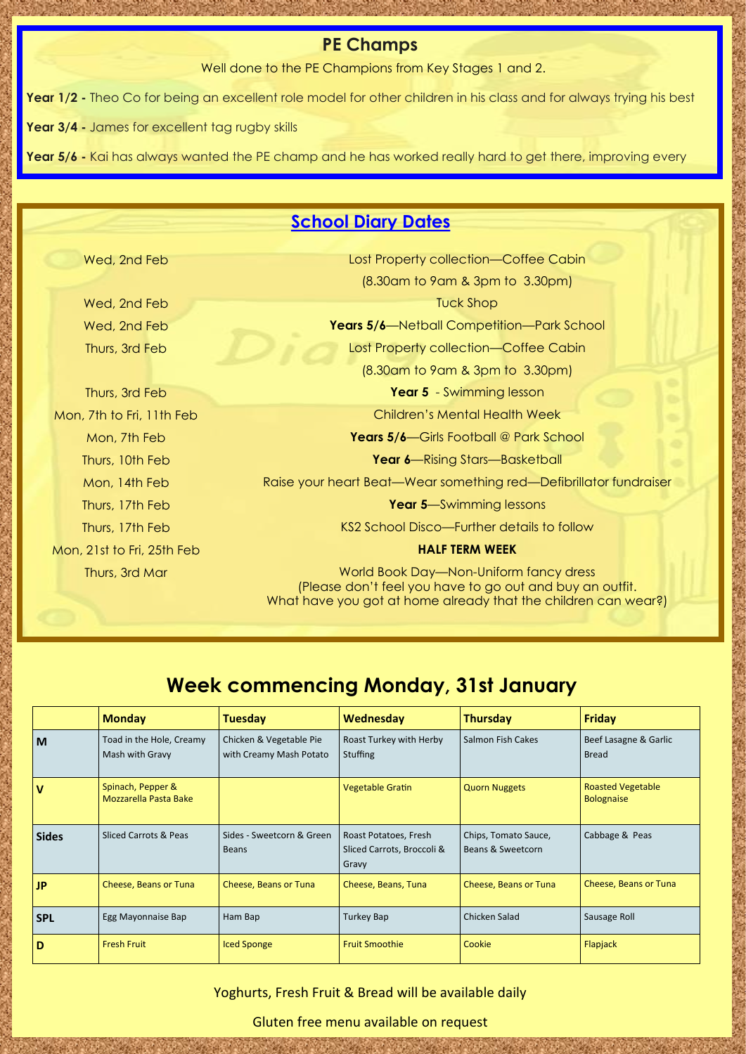## PE Champs

Well done to the PE Champions from Key Stages 1 and 2.

**Year 1/2 -** Theo Co for being an excellent role model for other children in his class and for always trying his best

**Year 3/4 -** James for excellent tag rugby skills

**Year 5/6 -** Kai has always wanted the PE champ and he has worked really hard to get there, improving every

## School Diary Dates

| | |
|---|---|
| Wed, 2nd Feb | Lost Property collection—Coffee Cabin (8.30am to 9am & 3pm to 3.30pm) |
| Wed, 2nd Feb | Tuck Shop |
| Wed, 2nd Feb | **Years 5/6**—Netball Competition—Park School |
| Thurs, 3rd Feb | Lost Property collection—Coffee Cabin (8.30am to 9am & 3pm to 3.30pm) |
| Thurs, 3rd Feb | **Year 5** - Swimming lesson |
| Mon, 7th to Fri, 11th Feb | Children's Mental Health Week |
| Mon, 7th Feb | **Years 5/6**—Girls Football @ Park School |
| Thurs, 10th Feb | **Year 6**—Rising Stars—Basketball |
| Mon, 14th Feb | Raise your heart Beat—Wear something red—Defibrillator fundraiser |
| Thurs, 17th Feb | **Year 5**—Swimming lessons |
| Thurs, 17th Feb | KS2 School Disco—Further details to follow |
| Mon, 21st to Fri, 25th Feb | **HALF TERM WEEK** |
| Thurs, 3rd Mar | World Book Day—Non-Uniform fancy dress (Please don't feel you have to go out and buy an outfit. What have you got at home already that the children can wear?) |

## Week commencing Monday, 31st January

| | Monday | Tuesday | Wednesday | Thursday | Friday |
|---|---|---|---|---|---|
| **M** | Toad in the Hole, Creamy Mash with Gravy | Chicken & Vegetable Pie with Creamy Mash Potato | Roast Turkey with Herby Stuffing | Salmon Fish Cakes | Beef Lasagne & Garlic Bread |
| **V** | Spinach, Pepper & Mozzarella Pasta Bake | | Vegetable Gratin | Quorn Nuggets | Roasted Vegetable Bolognaise |
| **Sides** | Sliced Carrots & Peas | Sides - Sweetcorn & Green Beans | Roast Potatoes, Fresh Sliced Carrots, Broccoli & Gravy | Chips, Tomato Sauce, Beans & Sweetcorn | Cabbage & Peas |
| **JP** | Cheese, Beans or Tuna | Cheese, Beans or Tuna | Cheese, Beans, Tuna | Cheese, Beans or Tuna | Cheese, Beans or Tuna |
| **SPL** | Egg Mayonnaise Bap | Ham Bap | Turkey Bap | Chicken Salad | Sausage Roll |
| **D** | Fresh Fruit | Iced Sponge | Fruit Smoothie | Cookie | Flapjack |

Yoghurts, Fresh Fruit & Bread will be available daily

Gluten free menu available on request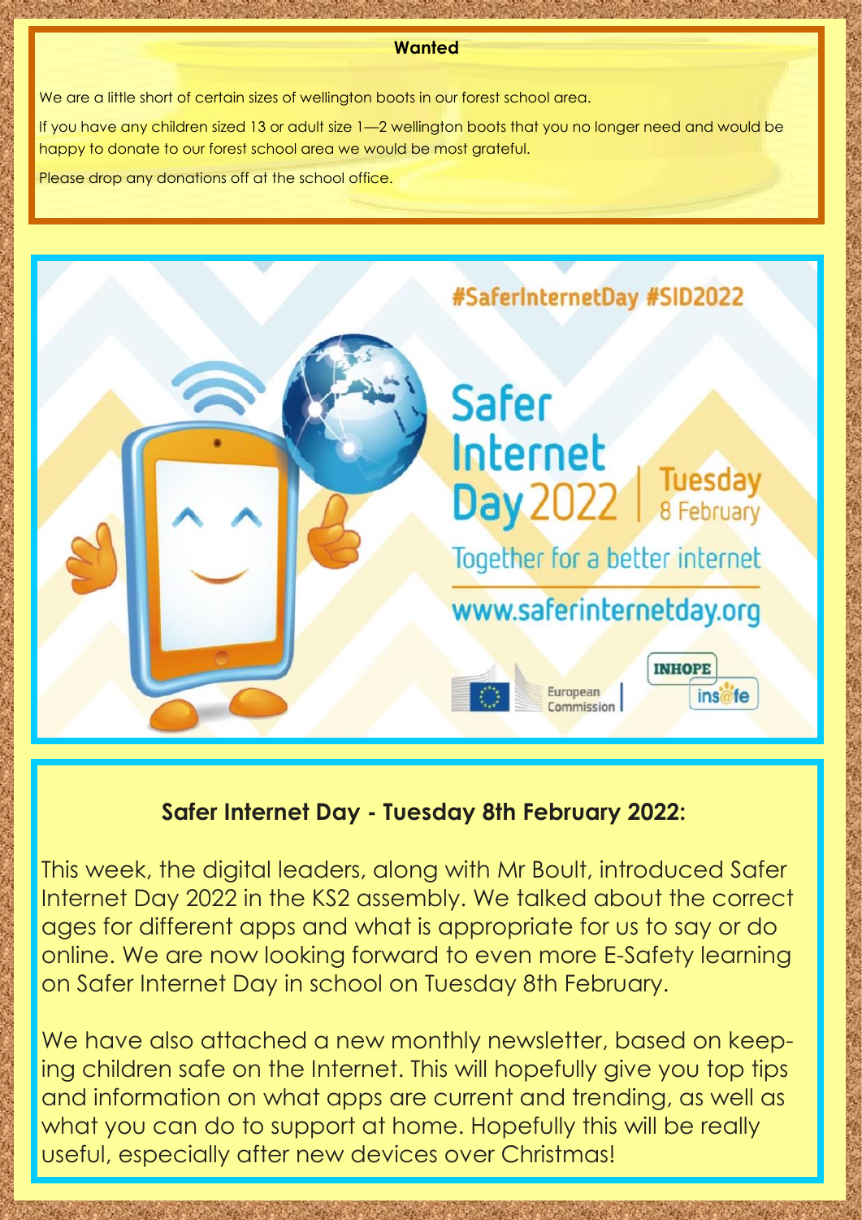## Wanted

We are a little short of certain sizes of wellington boots in our forest school area.

If you have any children sized 13 or adult size 1—2 wellington boots that you no longer need and would be happy to donate to our forest school area we would be most grateful.

Please drop any donations off at the school office.

#SaferInternetDay #SID2022

Safer Internet Day 2022 | Tuesday 8 February

Together for a better internet

www.saferinternetday.org

European Commission | INHOPE insafe

## Safer Internet Day - Tuesday 8th February 2022:

This week, the digital leaders, along with Mr Boult, introduced Safer Internet Day 2022 in the KS2 assembly. We talked about the correct ages for different apps and what is appropriate for us to say or do online. We are now looking forward to even more E-Safety learning on Safer Internet Day in school on Tuesday 8th February.

We have also attached a new monthly newsletter, based on keeping children safe on the Internet. This will hopefully give you top tips and information on what apps are current and trending, as well as what you can do to support at home. Hopefully this will be really useful, especially after new devices over Christmas!